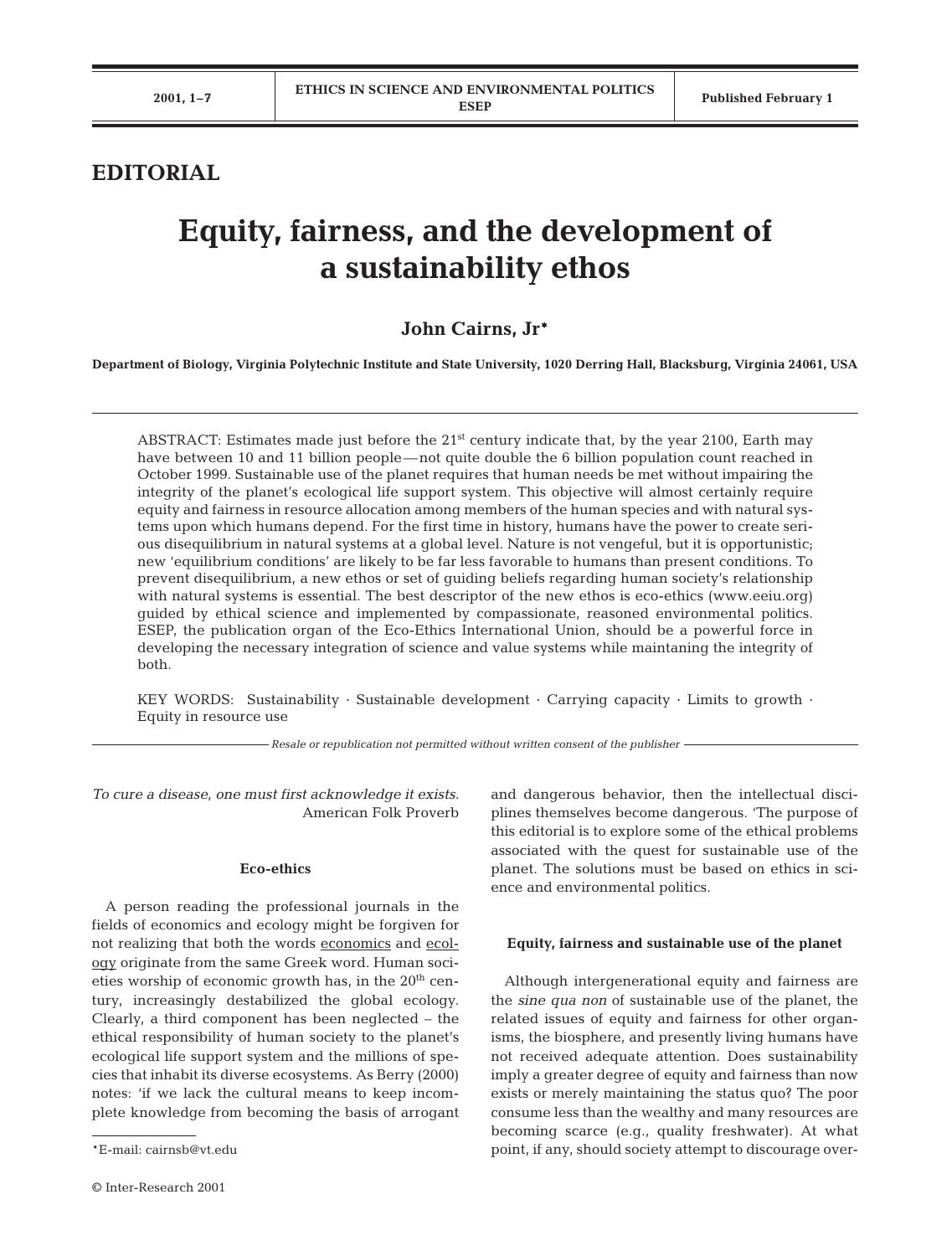## EDITORIAL

# Equity, fairness, and the development of a sustainability ethos

**John Cairns, Jr***

**Department of Biology, Virginia Polytechnic Institute and State University, 1020 Derring Hall, Blacksburg, Virginia 24061, USA**

ABSTRACT: Estimates made just before the 21st century indicate that, by the year 2100, Earth may have between 10 and 11 billion people—not quite double the 6 billion population count reached in October 1999. Sustainable use of the planet requires that human needs be met without impairing the integrity of the planet's ecological life support system. This objective will almost certainly require equity and fairness in resource allocation among members of the human species and with natural systems upon which humans depend. For the first time in history, humans have the power to create serious disequilibrium in natural systems at a global level. Nature is not vengeful, but it is opportunistic; new 'equilibrium conditions' are likely to be far less favorable to humans than present conditions. To prevent disequilibrium, a new ethos or set of guiding beliefs regarding human society's relationship with natural systems is essential. The best descriptor of the new ethos is eco-ethics (www.eeiu.org) guided by ethical science and implemented by compassionate, reasoned environmental politics. ESEP, the publication organ of the Eco-Ethics International Union, should be a powerful force in developing the necessary integration of science and value systems while maintaning the integrity of both.

KEY WORDS: Sustainability · Sustainable development · Carrying capacity · Limits to growth · Equity in resource use

*Resale or republication not permitted without written consent of the publisher*

*To cure a disease, one must first acknowledge it exists.*
American Folk Proverb

### Eco-ethics

A person reading the professional journals in the fields of economics and ecology might be forgiven for not realizing that both the words economics and ecology originate from the same Greek word. Human societies worship of economic growth has, in the 20th century, increasingly destabilized the global ecology. Clearly, a third component has been neglected – the ethical responsibility of human society to the planet's ecological life support system and the millions of species that inhabit its diverse ecosystems. As Berry (2000) notes: 'if we lack the cultural means to keep incomplete knowledge from becoming the basis of arrogant and dangerous behavior, then the intellectual disciplines themselves become dangerous. 'The purpose of this editorial is to explore some of the ethical problems associated with the quest for sustainable use of the planet. The solutions must be based on ethics in science and environmental politics.

### Equity, fairness and sustainable use of the planet

Although intergenerational equity and fairness are the *sine qua non* of sustainable use of the planet, the related issues of equity and fairness for other organisms, the biosphere, and presently living humans have not received adequate attention. Does sustainability imply a greater degree of equity and fairness than now exists or merely maintaining the status quo? The poor consume less than the wealthy and many resources are becoming scarce (e.g., quality freshwater). At what point, if any, should society attempt to discourage over-

*E-mail: cairnsb@vt.edu

© Inter-Research 2001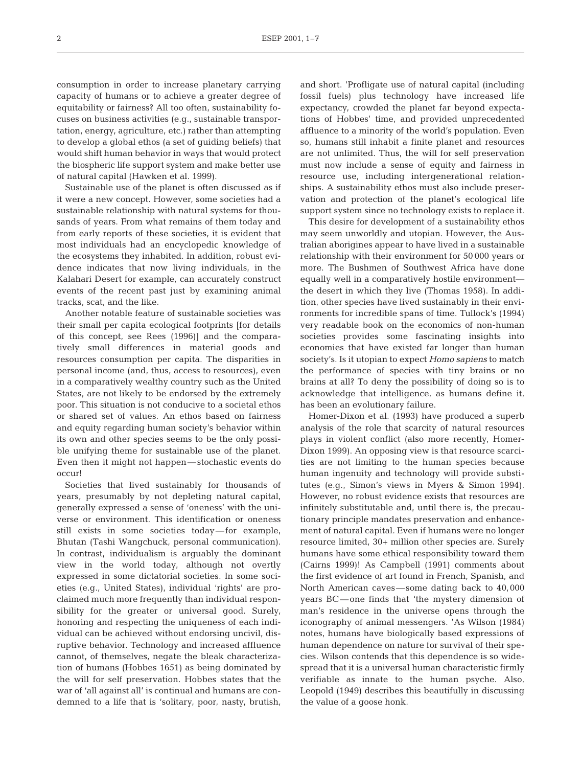consumption in order to increase planetary carrying capacity of humans or to achieve a greater degree of equitability or fairness? All too often, sustainability focuses on business activities (e.g., sustainable transportation, energy, agriculture, etc.) rather than attempting to develop a global ethos (a set of guiding beliefs) that would shift human behavior in ways that would protect the biospheric life support system and make better use of natural capital (Hawken et al. 1999).

Sustainable use of the planet is often discussed as if it were a new concept. However, some societies had a sustainable relationship with natural systems for thousands of years. From what remains of them today and from early reports of these societies, it is evident that most individuals had an encyclopedic knowledge of the ecosystems they inhabited. In addition, robust evidence indicates that now living individuals, in the Kalahari Desert for example, can accurately construct events of the recent past just by examining animal tracks, scat, and the like.

Another notable feature of sustainable societies was their small per capita ecological footprints [for details of this concept, see Rees (1996)] and the comparatively small differences in material goods and resources consumption per capita. The disparities in personal income (and, thus, access to resources), even in a comparatively wealthy country such as the United States, are not likely to be endorsed by the extremely poor. This situation is not conducive to a societal ethos or shared set of values. An ethos based on fairness and equity regarding human society's behavior within its own and other species seems to be the only possible unifying theme for sustainable use of the planet. Even then it might not happen — stochastic events do occur!

Societies that lived sustainably for thousands of years, presumably by not depleting natural capital, generally expressed a sense of 'oneness' with the universe or environment. This identification or oneness still exists in some societies today — for example, Bhutan (Tashi Wangchuck, personal communication). In contrast, individualism is arguably the dominant view in the world today, although not overtly expressed in some dictatorial societies. In some societies (e.g., United States), individual 'rights' are proclaimed much more frequently than individual responsibility for the greater or universal good. Surely, honoring and respecting the uniqueness of each individual can be achieved without endorsing uncivil, disruptive behavior. Technology and increased affluence cannot, of themselves, negate the bleak characterization of humans (Hobbes 1651) as being dominated by the will for self preservation. Hobbes states that the war of 'all against all' is continual and humans are condemned to a life that is 'solitary, poor, nasty, brutish, and short. 'Profligate use of natural capital (including fossil fuels) plus technology have increased life expectancy, crowded the planet far beyond expectations of Hobbes' time, and provided unprecedented affluence to a minority of the world's population. Even so, humans still inhabit a finite planet and resources are not unlimited. Thus, the will for self preservation must now include a sense of equity and fairness in resource use, including intergenerational relationships. A sustainability ethos must also include preservation and protection of the planet's ecological life support system since no technology exists to replace it.

This desire for development of a sustainability ethos may seem unworldly and utopian. However, the Australian aborigines appear to have lived in a sustainable relationship with their environment for 50 000 years or more. The Bushmen of Southwest Africa have done equally well in a comparatively hostile environment — the desert in which they live (Thomas 1958). In addition, other species have lived sustainably in their environments for incredible spans of time. Tullock's (1994) very readable book on the economics of non-human societies provides some fascinating insights into economies that have existed far longer than human society's. Is it utopian to expect *Homo sapiens* to match the performance of species with tiny brains or no brains at all? To deny the possibility of doing so is to acknowledge that intelligence, as humans define it, has been an evolutionary failure.

Homer-Dixon et al. (1993) have produced a superb analysis of the role that scarcity of natural resources plays in violent conflict (also more recently, Homer-Dixon 1999). An opposing view is that resource scarcities are not limiting to the human species because human ingenuity and technology will provide substitutes (e.g., Simon's views in Myers & Simon 1994). However, no robust evidence exists that resources are infinitely substitutable and, until there is, the precautionary principle mandates preservation and enhancement of natural capital. Even if humans were no longer resource limited, 30+ million other species are. Surely humans have some ethical responsibility toward them (Cairns 1999)! As Campbell (1991) comments about the first evidence of art found in French, Spanish, and North American caves — some dating back to 40,000 years BC — one finds that 'the mystery dimension of man's residence in the universe opens through the iconography of animal messengers. 'As Wilson (1984) notes, humans have biologically based expressions of human dependence on nature for survival of their species. Wilson contends that this dependence is so widespread that it is a universal human characteristic firmly verifiable as innate to the human psyche. Also, Leopold (1949) describes this beautifully in discussing the value of a goose honk.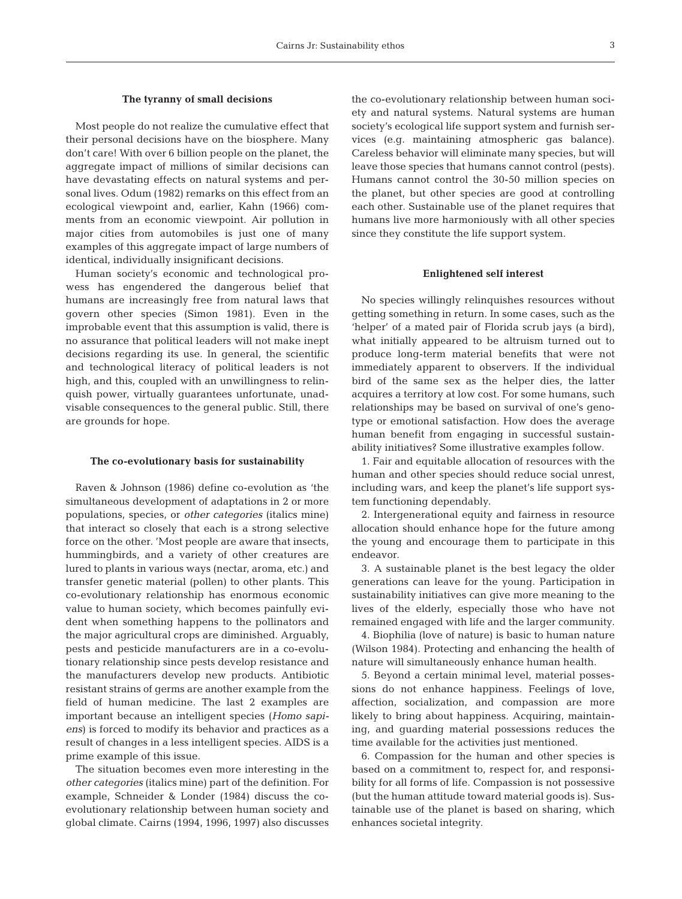## The tyranny of small decisions

Most people do not realize the cumulative effect that their personal decisions have on the biosphere. Many don't care! With over 6 billion people on the planet, the aggregate impact of millions of similar decisions can have devastating effects on natural systems and personal lives. Odum (1982) remarks on this effect from an ecological viewpoint and, earlier, Kahn (1966) comments from an economic viewpoint. Air pollution in major cities from automobiles is just one of many examples of this aggregate impact of large numbers of identical, individually insignificant decisions.

Human society's economic and technological prowess has engendered the dangerous belief that humans are increasingly free from natural laws that govern other species (Simon 1981). Even in the improbable event that this assumption is valid, there is no assurance that political leaders will not make inept decisions regarding its use. In general, the scientific and technological literacy of political leaders is not high, and this, coupled with an unwillingness to relinquish power, virtually guarantees unfortunate, unadvisable consequences to the general public. Still, there are grounds for hope.

## The co-evolutionary basis for sustainability

Raven & Johnson (1986) define co-evolution as 'the simultaneous development of adaptations in 2 or more populations, species, or *other categories* (italics mine) that interact so closely that each is a strong selective force on the other.' Most people are aware that insects, hummingbirds, and a variety of other creatures are lured to plants in various ways (nectar, aroma, etc.) and transfer genetic material (pollen) to other plants. This co-evolutionary relationship has enormous economic value to human society, which becomes painfully evident when something happens to the pollinators and the major agricultural crops are diminished. Arguably, pests and pesticide manufacturers are in a co-evolutionary relationship since pests develop resistance and the manufacturers develop new products. Antibiotic resistant strains of germs are another example from the field of human medicine. The last 2 examples are important because an intelligent species (*Homo sapiens*) is forced to modify its behavior and practices as a result of changes in a less intelligent species. AIDS is a prime example of this issue.

The situation becomes even more interesting in the *other categories* (italics mine) part of the definition. For example, Schneider & Londer (1984) discuss the co-evolutionary relationship between human society and global climate. Cairns (1994, 1996, 1997) also discusses the co-evolutionary relationship between human society and natural systems. Natural systems are human society's ecological life support system and furnish services (e.g. maintaining atmospheric gas balance). Careless behavior will eliminate many species, but will leave those species that humans cannot control (pests). Humans cannot control the 30-50 million species on the planet, but other species are good at controlling each other. Sustainable use of the planet requires that humans live more harmoniously with all other species since they constitute the life support system.

## Enlightened self interest

No species willingly relinquishes resources without getting something in return. In some cases, such as the 'helper' of a mated pair of Florida scrub jays (a bird), what initially appeared to be altruism turned out to produce long-term material benefits that were not immediately apparent to observers. If the individual bird of the same sex as the helper dies, the latter acquires a territory at low cost. For some humans, such relationships may be based on survival of one's genotype or emotional satisfaction. How does the average human benefit from engaging in successful sustainability initiatives? Some illustrative examples follow.

1. Fair and equitable allocation of resources with the human and other species should reduce social unrest, including wars, and keep the planet's life support system functioning dependably.

2. Intergenerational equity and fairness in resource allocation should enhance hope for the future among the young and encourage them to participate in this endeavor.

3. A sustainable planet is the best legacy the older generations can leave for the young. Participation in sustainability initiatives can give more meaning to the lives of the elderly, especially those who have not remained engaged with life and the larger community.

4. Biophilia (love of nature) is basic to human nature (Wilson 1984). Protecting and enhancing the health of nature will simultaneously enhance human health.

5. Beyond a certain minimal level, material possessions do not enhance happiness. Feelings of love, affection, socialization, and compassion are more likely to bring about happiness. Acquiring, maintaining, and guarding material possessions reduces the time available for the activities just mentioned.

6. Compassion for the human and other species is based on a commitment to, respect for, and responsibility for all forms of life. Compassion is not possessive (but the human attitude toward material goods is). Sustainable use of the planet is based on sharing, which enhances societal integrity.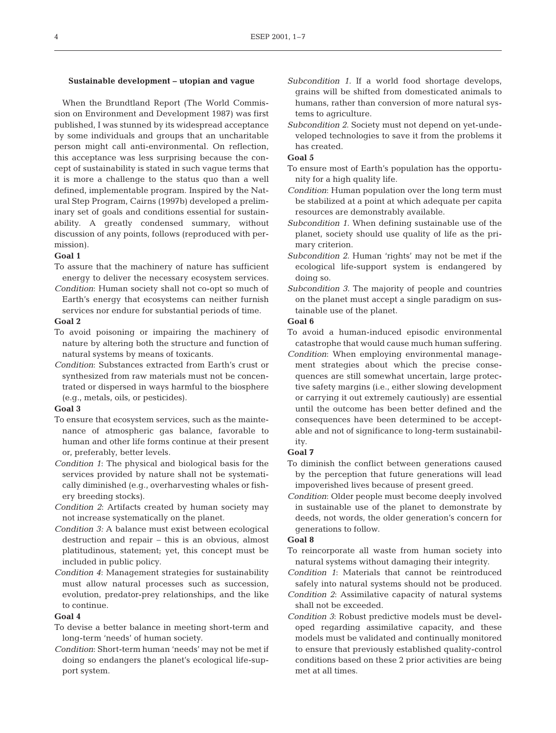### Sustainable development – utopian and vague

When the Brundtland Report (The World Commission on Environment and Development 1987) was first published, I was stunned by its widespread acceptance by some individuals and groups that an uncharitable person might call anti-environmental. On reflection, this acceptance was less surprising because the concept of sustainability is stated in such vague terms that it is more a challenge to the status quo than a well defined, implementable program. Inspired by the Natural Step Program, Cairns (1997b) developed a preliminary set of goals and conditions essential for sustainability. A greatly condensed summary, without discussion of any points, follows (reproduced with permission).

**Goal 1**

To assure that the machinery of nature has sufficient energy to deliver the necessary ecosystem services.

*Condition*: Human society shall not co-opt so much of Earth's energy that ecosystems can neither furnish services nor endure for substantial periods of time.

**Goal 2**

To avoid poisoning or impairing the machinery of nature by altering both the structure and function of natural systems by means of toxicants.

*Condition*: Substances extracted from Earth's crust or synthesized from raw materials must not be concentrated or dispersed in ways harmful to the biosphere (e.g., metals, oils, or pesticides).

**Goal 3**

To ensure that ecosystem services, such as the maintenance of atmospheric gas balance, favorable to human and other life forms continue at their present or, preferably, better levels.

*Condition 1*: The physical and biological basis for the services provided by nature shall not be systematically diminished (e.g., overharvesting whales or fishery breeding stocks).

*Condition 2*: Artifacts created by human society may not increase systematically on the planet.

*Condition 3:* A balance must exist between ecological destruction and repair – this is an obvious, almost platitudinous, statement; yet, this concept must be included in public policy.

*Condition 4*: Management strategies for sustainability must allow natural processes such as succession, evolution, predator-prey relationships, and the like to continue.

**Goal 4**

To devise a better balance in meeting short-term and long-term 'needs' of human society.

*Condition*: Short-term human 'needs' may not be met if doing so endangers the planet's ecological life-support system.

*Subcondition 1.* If a world food shortage develops, grains will be shifted from domesticated animals to humans, rather than conversion of more natural systems to agriculture.

*Subcondition 2.* Society must not depend on yet-undeveloped technologies to save it from the problems it has created.

**Goal 5**

To ensure most of Earth's population has the opportunity for a high quality life.

*Condition*: Human population over the long term must be stabilized at a point at which adequate per capita resources are demonstrably available.

*Subcondition 1.* When defining sustainable use of the planet, society should use quality of life as the primary criterion.

*Subcondition 2.* Human 'rights' may not be met if the ecological life-support system is endangered by doing so.

*Subcondition 3.* The majority of people and countries on the planet must accept a single paradigm on sustainable use of the planet.

**Goal 6**

To avoid a human-induced episodic environmental catastrophe that would cause much human suffering.

*Condition*: When employing environmental management strategies about which the precise consequences are still somewhat uncertain, large protective safety margins (i.e., either slowing development or carrying it out extremely cautiously) are essential until the outcome has been better defined and the consequences have been determined to be acceptable and not of significance to long-term sustainability.

**Goal 7**

To diminish the conflict between generations caused by the perception that future generations will lead impoverished lives because of present greed.

*Condition*: Older people must become deeply involved in sustainable use of the planet to demonstrate by deeds, not words, the older generation's concern for generations to follow.

**Goal 8**

To reincorporate all waste from human society into natural systems without damaging their integrity.

*Condition 1*: Materials that cannot be reintroduced safely into natural systems should not be produced.

*Condition 2*: Assimilative capacity of natural systems shall not be exceeded.

*Condition 3*: Robust predictive models must be developed regarding assimilative capacity, and these models must be validated and continually monitored to ensure that previously established quality-control conditions based on these 2 prior activities are being met at all times.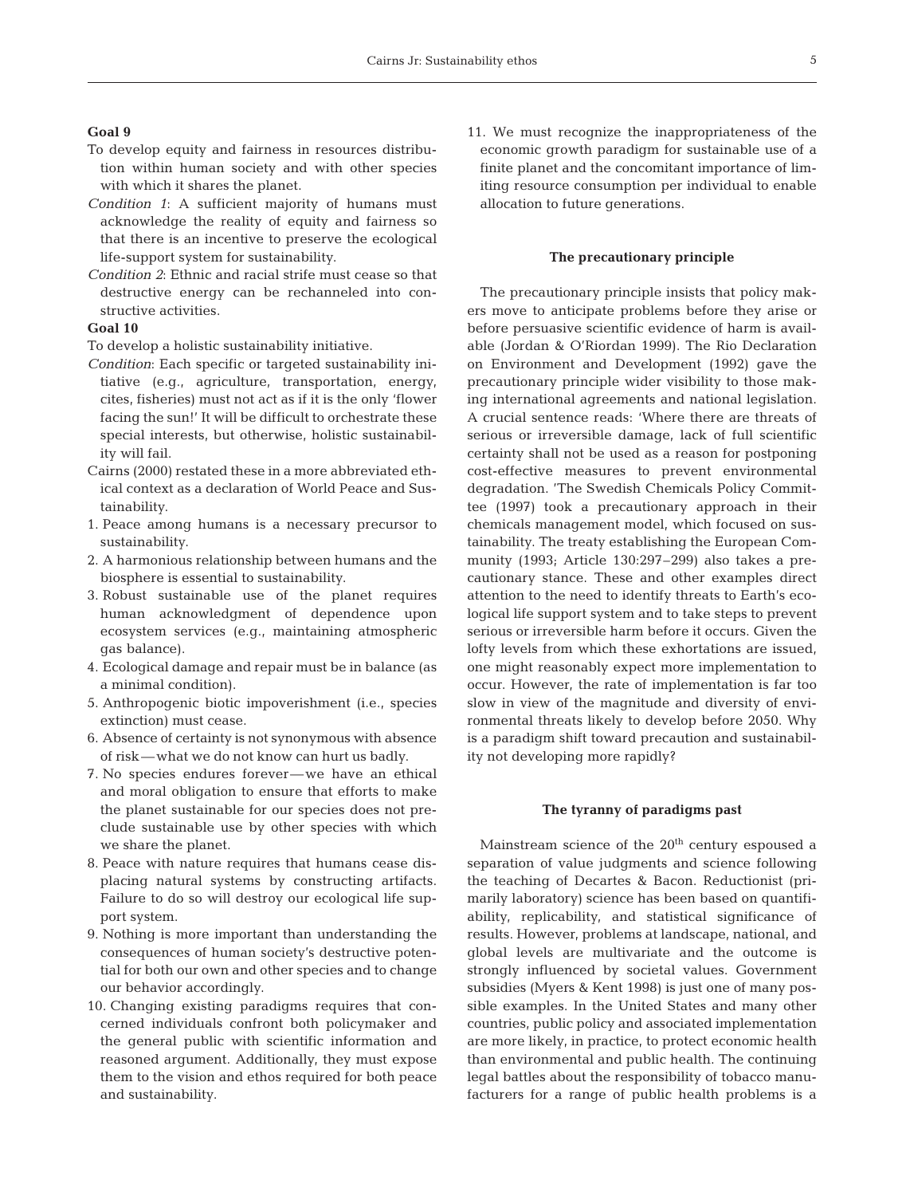**Goal 9**

To develop equity and fairness in resources distribution within human society and with other species with which it shares the planet.

*Condition 1*: A sufficient majority of humans must acknowledge the reality of equity and fairness so that there is an incentive to preserve the ecological life-support system for sustainability.

*Condition 2*: Ethnic and racial strife must cease so that destructive energy can be rechanneled into constructive activities.

**Goal 10**

To develop a holistic sustainability initiative.

*Condition*: Each specific or targeted sustainability initiative (e.g., agriculture, transportation, energy, cites, fisheries) must not act as if it is the only 'flower facing the sun!' It will be difficult to orchestrate these special interests, but otherwise, holistic sustainability will fail.

Cairns (2000) restated these in a more abbreviated ethical context as a declaration of World Peace and Sustainability.

1. Peace among humans is a necessary precursor to sustainability.
2. A harmonious relationship between humans and the biosphere is essential to sustainability.
3. Robust sustainable use of the planet requires human acknowledgment of dependence upon ecosystem services (e.g., maintaining atmospheric gas balance).
4. Ecological damage and repair must be in balance (as a minimal condition).
5. Anthropogenic biotic impoverishment (i.e., species extinction) must cease.
6. Absence of certainty is not synonymous with absence of risk — what we do not know can hurt us badly.
7. No species endures forever — we have an ethical and moral obligation to ensure that efforts to make the planet sustainable for our species does not preclude sustainable use by other species with which we share the planet.
8. Peace with nature requires that humans cease displacing natural systems by constructing artifacts. Failure to do so will destroy our ecological life support system.
9. Nothing is more important than understanding the consequences of human society's destructive potential for both our own and other species and to change our behavior accordingly.
10. Changing existing paradigms requires that concerned individuals confront both policymaker and the general public with scientific information and reasoned argument. Additionally, they must expose them to the vision and ethos required for both peace and sustainability.
11. We must recognize the inappropriateness of the economic growth paradigm for sustainable use of a finite planet and the concomitant importance of limiting resource consumption per individual to enable allocation to future generations.

## The precautionary principle

The precautionary principle insists that policy makers move to anticipate problems before they arise or before persuasive scientific evidence of harm is available (Jordan & O'Riordan 1999). The Rio Declaration on Environment and Development (1992) gave the precautionary principle wider visibility to those making international agreements and national legislation. A crucial sentence reads: 'Where there are threats of serious or irreversible damage, lack of full scientific certainty shall not be used as a reason for postponing cost-effective measures to prevent environmental degradation. 'The Swedish Chemicals Policy Committee (1997) took a precautionary approach in their chemicals management model, which focused on sustainability. The treaty establishing the European Community (1993; Article 130:297–299) also takes a precautionary stance. These and other examples direct attention to the need to identify threats to Earth's ecological life support system and to take steps to prevent serious or irreversible harm before it occurs. Given the lofty levels from which these exhortations are issued, one might reasonably expect more implementation to occur. However, the rate of implementation is far too slow in view of the magnitude and diversity of environmental threats likely to develop before 2050. Why is a paradigm shift toward precaution and sustainability not developing more rapidly?

## The tyranny of paradigms past

Mainstream science of the 20th century espoused a separation of value judgments and science following the teaching of Decartes & Bacon. Reductionist (primarily laboratory) science has been based on quantifiability, replicability, and statistical significance of results. However, problems at landscape, national, and global levels are multivariate and the outcome is strongly influenced by societal values. Government subsidies (Myers & Kent 1998) is just one of many possible examples. In the United States and many other countries, public policy and associated implementation are more likely, in practice, to protect economic health than environmental and public health. The continuing legal battles about the responsibility of tobacco manufacturers for a range of public health problems is a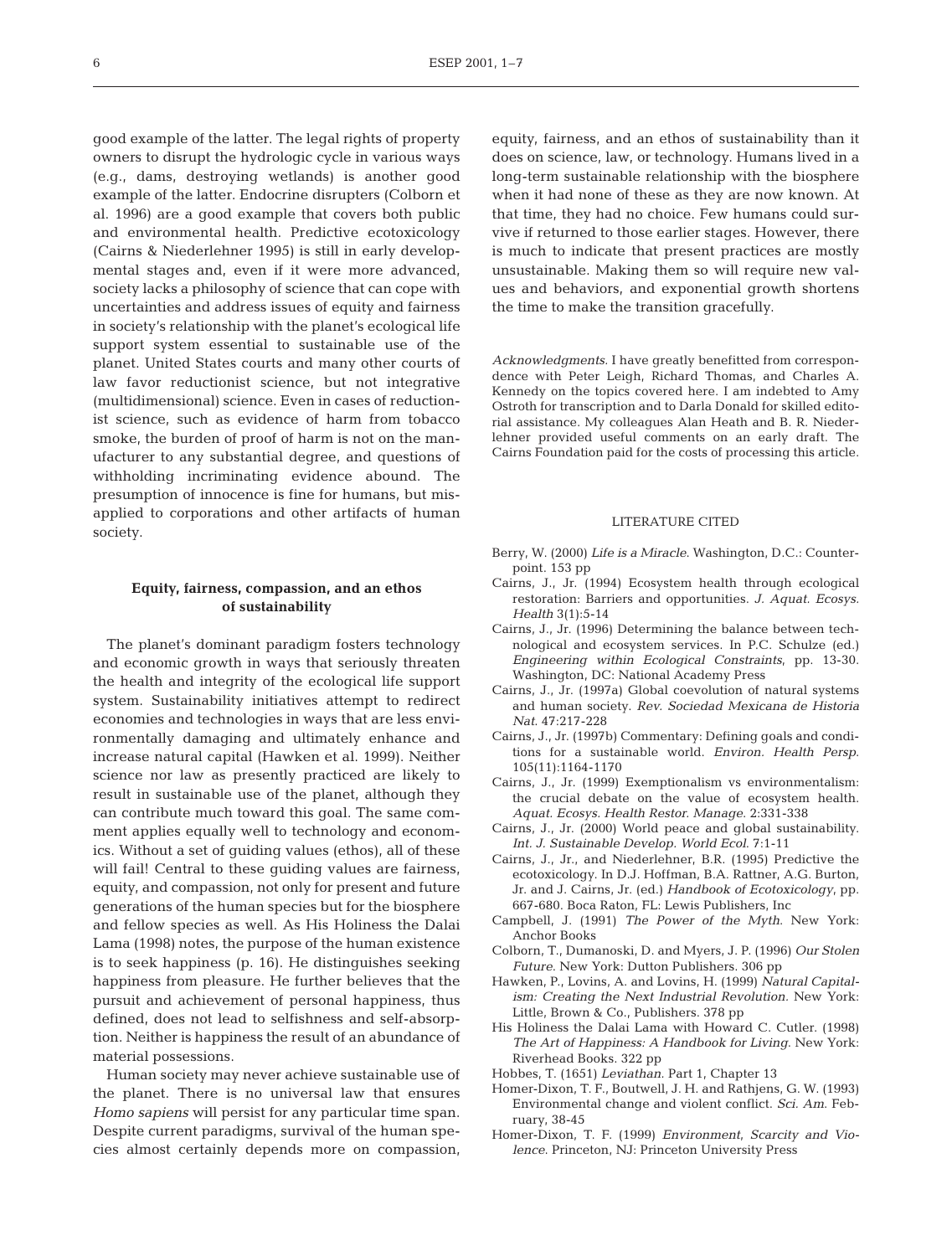good example of the latter. The legal rights of property owners to disrupt the hydrologic cycle in various ways (e.g., dams, destroying wetlands) is another good example of the latter. Endocrine disrupters (Colborn et al. 1996) are a good example that covers both public and environmental health. Predictive ecotoxicology (Cairns & Niederlehner 1995) is still in early developmental stages and, even if it were more advanced, society lacks a philosophy of science that can cope with uncertainties and address issues of equity and fairness in society's relationship with the planet's ecological life support system essential to sustainable use of the planet. United States courts and many other courts of law favor reductionist science, but not integrative (multidimensional) science. Even in cases of reductionist science, such as evidence of harm from tobacco smoke, the burden of proof of harm is not on the manufacturer to any substantial degree, and questions of withholding incriminating evidence abound. The presumption of innocence is fine for humans, but misapplied to corporations and other artifacts of human society.

## Equity, fairness, compassion, and an ethos of sustainability

The planet's dominant paradigm fosters technology and economic growth in ways that seriously threaten the health and integrity of the ecological life support system. Sustainability initiatives attempt to redirect economies and technologies in ways that are less environmentally damaging and ultimately enhance and increase natural capital (Hawken et al. 1999). Neither science nor law as presently practiced are likely to result in sustainable use of the planet, although they can contribute much toward this goal. The same comment applies equally well to technology and economics. Without a set of guiding values (ethos), all of these will fail! Central to these guiding values are fairness, equity, and compassion, not only for present and future generations of the human species but for the biosphere and fellow species as well. As His Holiness the Dalai Lama (1998) notes, the purpose of the human existence is to seek happiness (p. 16). He distinguishes seeking happiness from pleasure. He further believes that the pursuit and achievement of personal happiness, thus defined, does not lead to selfishness and self-absorption. Neither is happiness the result of an abundance of material possessions.

Human society may never achieve sustainable use of the planet. There is no universal law that ensures *Homo sapiens* will persist for any particular time span. Despite current paradigms, survival of the human species almost certainly depends more on compassion, equity, fairness, and an ethos of sustainability than it does on science, law, or technology. Humans lived in a long-term sustainable relationship with the biosphere when it had none of these as they are now known. At that time, they had no choice. Few humans could survive if returned to those earlier stages. However, there is much to indicate that present practices are mostly unsustainable. Making them so will require new values and behaviors, and exponential growth shortens the time to make the transition gracefully.

*Acknowledgments.* I have greatly benefitted from correspondence with Peter Leigh, Richard Thomas, and Charles A. Kennedy on the topics covered here. I am indebted to Amy Ostroth for transcription and to Darla Donald for skilled editorial assistance. My colleagues Alan Heath and B. R. Niederlehner provided useful comments on an early draft. The Cairns Foundation paid for the costs of processing this article.

## LITERATURE CITED

Berry, W. (2000) *Life is a Miracle.* Washington, D.C.: Counterpoint. 153 pp

Cairns, J., Jr. (1994) Ecosystem health through ecological restoration: Barriers and opportunities. *J. Aquat. Ecosys. Health* 3(1):5-14

Cairns, J., Jr. (1996) Determining the balance between technological and ecosystem services. In P.C. Schulze (ed.) *Engineering within Ecological Constraints*, pp. 13-30. Washington, DC: National Academy Press

Cairns, J., Jr. (1997a) Global coevolution of natural systems and human society. *Rev. Sociedad Mexicana de Historia Nat.* 47:217-228

Cairns, J., Jr. (1997b) Commentary: Defining goals and conditions for a sustainable world. *Environ. Health Persp.* 105(11):1164-1170

Cairns, J., Jr. (1999) Exemptionalism vs environmentalism: the crucial debate on the value of ecosystem health. *Aquat. Ecosys. Health Restor. Manage.* 2:331-338

Cairns, J., Jr. (2000) World peace and global sustainability. *Int. J. Sustainable Develop. World Ecol.* 7:1-11

Cairns, J., Jr., and Niederlehner, B.R. (1995) Predictive the ecotoxicology. In D.J. Hoffman, B.A. Rattner, A.G. Burton, Jr. and J. Cairns, Jr. (ed.) *Handbook of Ecotoxicology*, pp. 667-680. Boca Raton, FL: Lewis Publishers, Inc

Campbell, J. (1991) *The Power of the Myth.* New York: Anchor Books

Colborn, T., Dumanoski, D. and Myers, J. P. (1996) *Our Stolen Future.* New York: Dutton Publishers. 306 pp

Hawken, P., Lovins, A. and Lovins, H. (1999) *Natural Capitalism: Creating the Next Industrial Revolution.* New York: Little, Brown & Co., Publishers. 378 pp

His Holiness the Dalai Lama with Howard C. Cutler. (1998) *The Art of Happiness: A Handbook for Living.* New York: Riverhead Books. 322 pp

Hobbes, T. (1651) *Leviathan.* Part 1, Chapter 13

Homer-Dixon, T. F., Boutwell, J. H. and Rathjens, G. W. (1993) Environmental change and violent conflict. *Sci. Am.* February, 38-45

Homer-Dixon, T. F. (1999) *Environment, Scarcity and Violence.* Princeton, NJ: Princeton University Press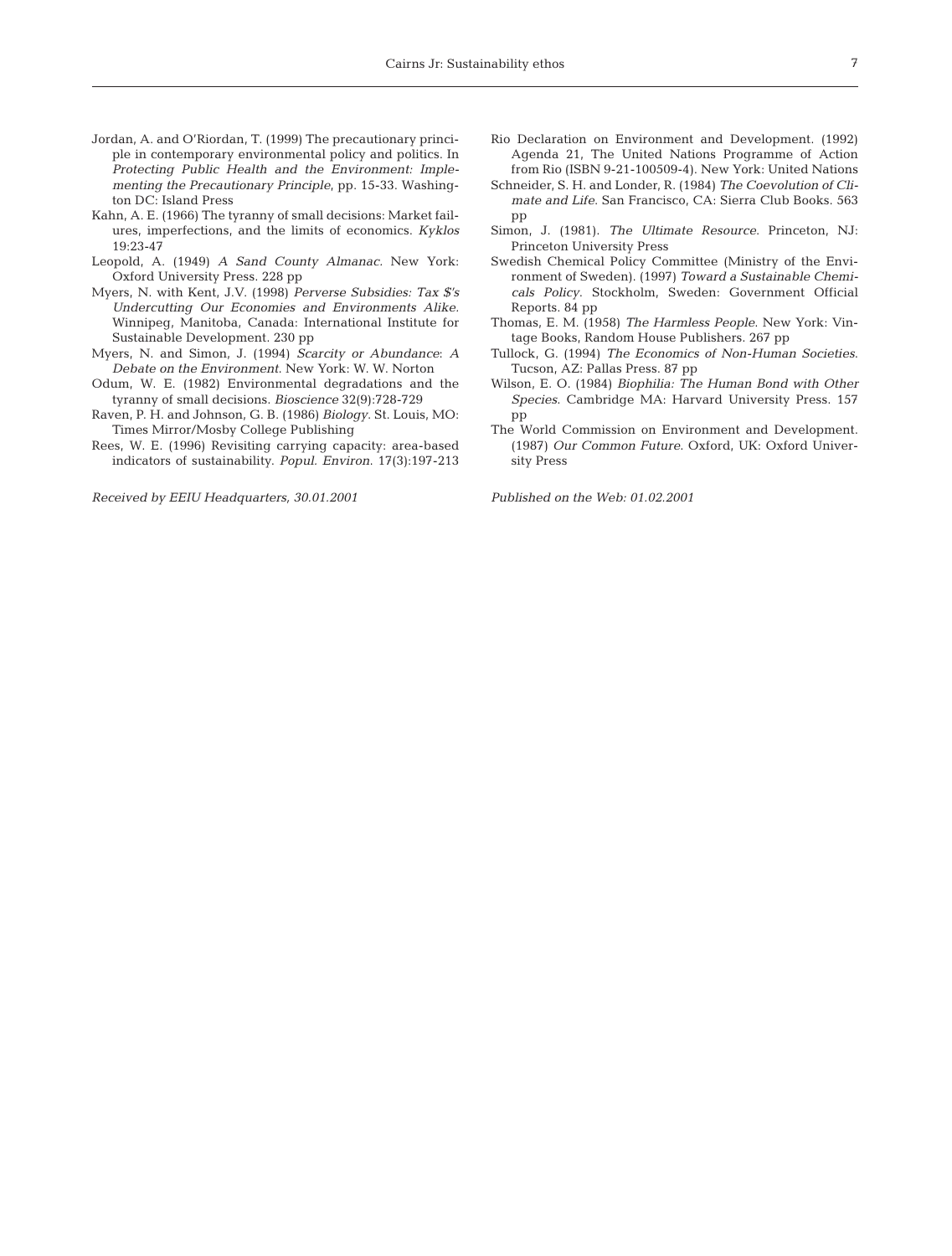Jordan, A. and O'Riordan, T. (1999) The precautionary principle in contemporary environmental policy and politics. In *Protecting Public Health and the Environment: Implementing the Precautionary Principle*, pp. 15-33. Washington DC: Island Press

Kahn, A. E. (1966) The tyranny of small decisions: Market failures, imperfections, and the limits of economics. *Kyklos* 19:23-47

Leopold, A. (1949) *A Sand County Almanac*. New York: Oxford University Press. 228 pp

Myers, N. with Kent, J.V. (1998) *Perverse Subsidies: Tax $'s Undercutting Our Economies and Environments Alike*. Winnipeg, Manitoba, Canada: International Institute for Sustainable Development. 230 pp

Myers, N. and Simon, J. (1994) *Scarcity or Abundance: A Debate on the Environment*. New York: W. W. Norton

Odum, W. E. (1982) Environmental degradations and the tyranny of small decisions. *Bioscience* 32(9):728-729

Raven, P. H. and Johnson, G. B. (1986) *Biology*. St. Louis, MO: Times Mirror/Mosby College Publishing

Rees, W. E. (1996) Revisiting carrying capacity: area-based indicators of sustainability. *Popul. Environ*. 17(3):197-213

Rio Declaration on Environment and Development. (1992) Agenda 21, The United Nations Programme of Action from Rio (ISBN 9-21-100509-4). New York: United Nations

Schneider, S. H. and Londer, R. (1984) *The Coevolution of Climate and Life*. San Francisco, CA: Sierra Club Books. 563 pp

Simon, J. (1981). *The Ultimate Resource*. Princeton, NJ: Princeton University Press

Swedish Chemical Policy Committee (Ministry of the Environment of Sweden). (1997) *Toward a Sustainable Chemicals Policy*. Stockholm, Sweden: Government Official Reports. 84 pp

Thomas, E. M. (1958) *The Harmless People*. New York: Vintage Books, Random House Publishers. 267 pp

Tullock, G. (1994) *The Economics of Non-Human Societies*. Tucson, AZ: Pallas Press. 87 pp

Wilson, E. O. (1984) *Biophilia: The Human Bond with Other Species*. Cambridge MA: Harvard University Press. 157 pp

The World Commission on Environment and Development. (1987) *Our Common Future*. Oxford, UK: Oxford University Press

*Received by EEIU Headquarters, 30.01.2001*

*Published on the Web: 01.02.2001*